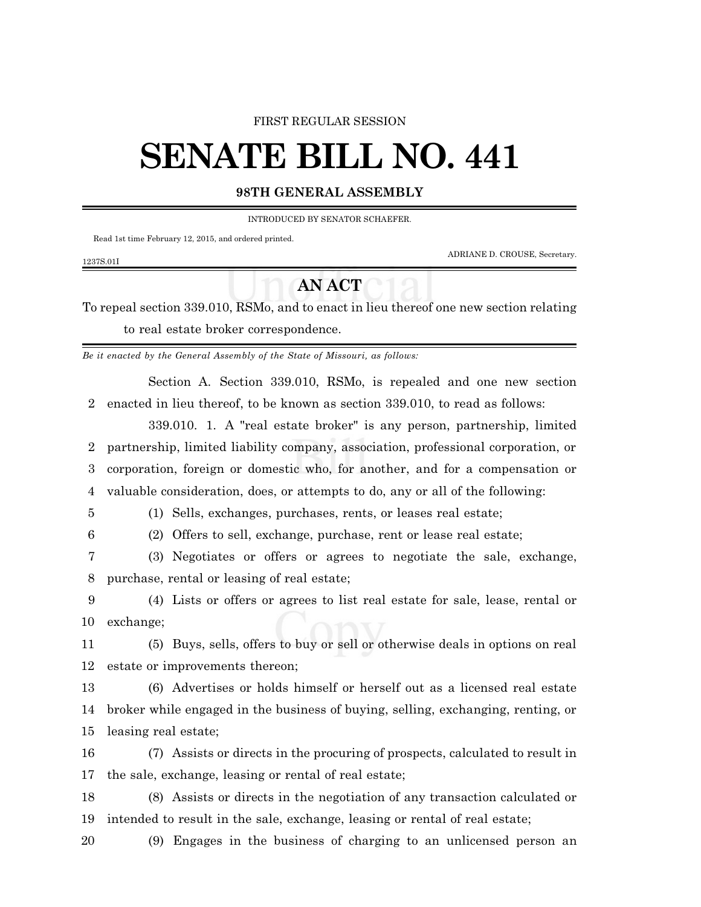FIRST REGULAR SESSION

# SENATE BILL NO. 441

**98TH GENERAL ASSEMBLY**

INTRODUCED BY SENATOR SCHAEFER.

Read 1st time February 12, 2015, and ordered printed.

ADRIANE D. CROUSE, Secretary.

1237S.01I

## AN ACT

To repeal section 339.010, RSMo, and to enact in lieu thereof one new section relating to real estate broker correspondence.

*Be it enacted by the General Assembly of the State of Missouri, as follows:*

Section A. Section 339.010, RSMo, is repealed and one new section enacted in lieu thereof, to be known as section 339.010, to read as follows:

339.010. 1. A "real estate broker" is any person, partnership, limited partnership, limited liability company, association, professional corporation, or corporation, foreign or domestic who, for another, and for a compensation or valuable consideration, does, or attempts to do, any or all of the following:

(1) Sells, exchanges, purchases, rents, or leases real estate;

(2) Offers to sell, exchange, purchase, rent or lease real estate;

(3) Negotiates or offers or agrees to negotiate the sale, exchange, purchase, rental or leasing of real estate;

(4) Lists or offers or agrees to list real estate for sale, lease, rental or exchange;

(5) Buys, sells, offers to buy or sell or otherwise deals in options on real estate or improvements thereon;

(6) Advertises or holds himself or herself out as a licensed real estate broker while engaged in the business of buying, selling, exchanging, renting, or leasing real estate;

(7) Assists or directs in the procuring of prospects, calculated to result in the sale, exchange, leasing or rental of real estate;

(8) Assists or directs in the negotiation of any transaction calculated or intended to result in the sale, exchange, leasing or rental of real estate;

(9) Engages in the business of charging to an unlicensed person an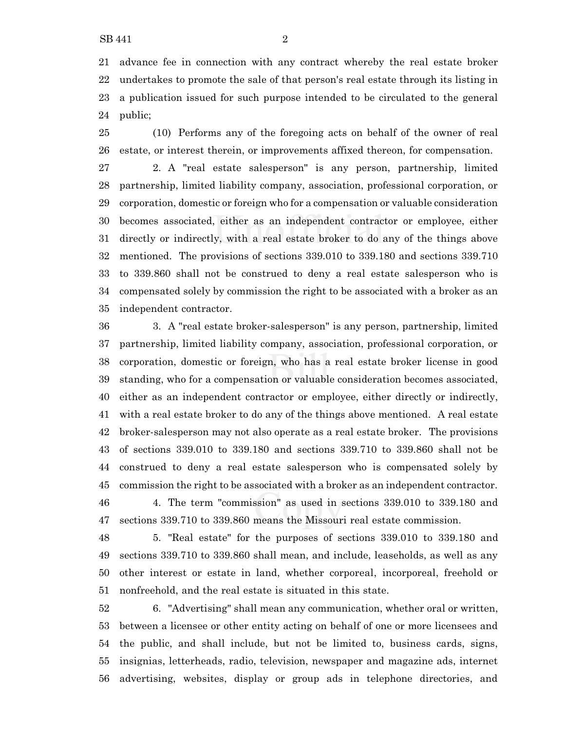advance fee in connection with any contract whereby the real estate broker undertakes to promote the sale of that person's real estate through its listing in a publication issued for such purpose intended to be circulated to the general public;

(10) Performs any of the foregoing acts on behalf of the owner of real estate, or interest therein, or improvements affixed thereon, for compensation.

2. A "real estate salesperson" is any person, partnership, limited partnership, limited liability company, association, professional corporation, or corporation, domestic or foreign who for a compensation or valuable consideration becomes associated, either as an independent contractor or employee, either directly or indirectly, with a real estate broker to do any of the things above mentioned. The provisions of sections 339.010 to 339.180 and sections 339.710 to 339.860 shall not be construed to deny a real estate salesperson who is compensated solely by commission the right to be associated with a broker as an independent contractor.

3. A "real estate broker-salesperson" is any person, partnership, limited partnership, limited liability company, association, professional corporation, or corporation, domestic or foreign, who has a real estate broker license in good standing, who for a compensation or valuable consideration becomes associated, either as an independent contractor or employee, either directly or indirectly, with a real estate broker to do any of the things above mentioned. A real estate broker-salesperson may not also operate as a real estate broker. The provisions of sections 339.010 to 339.180 and sections 339.710 to 339.860 shall not be construed to deny a real estate salesperson who is compensated solely by commission the right to be associated with a broker as an independent contractor.

4. The term "commission" as used in sections 339.010 to 339.180 and sections 339.710 to 339.860 means the Missouri real estate commission.

5. "Real estate" for the purposes of sections 339.010 to 339.180 and sections 339.710 to 339.860 shall mean, and include, leaseholds, as well as any other interest or estate in land, whether corporeal, incorporeal, freehold or nonfreehold, and the real estate is situated in this state.

6. "Advertising" shall mean any communication, whether oral or written, between a licensee or other entity acting on behalf of one or more licensees and the public, and shall include, but not be limited to, business cards, signs, insignias, letterheads, radio, television, newspaper and magazine ads, internet advertising, websites, display or group ads in telephone directories, and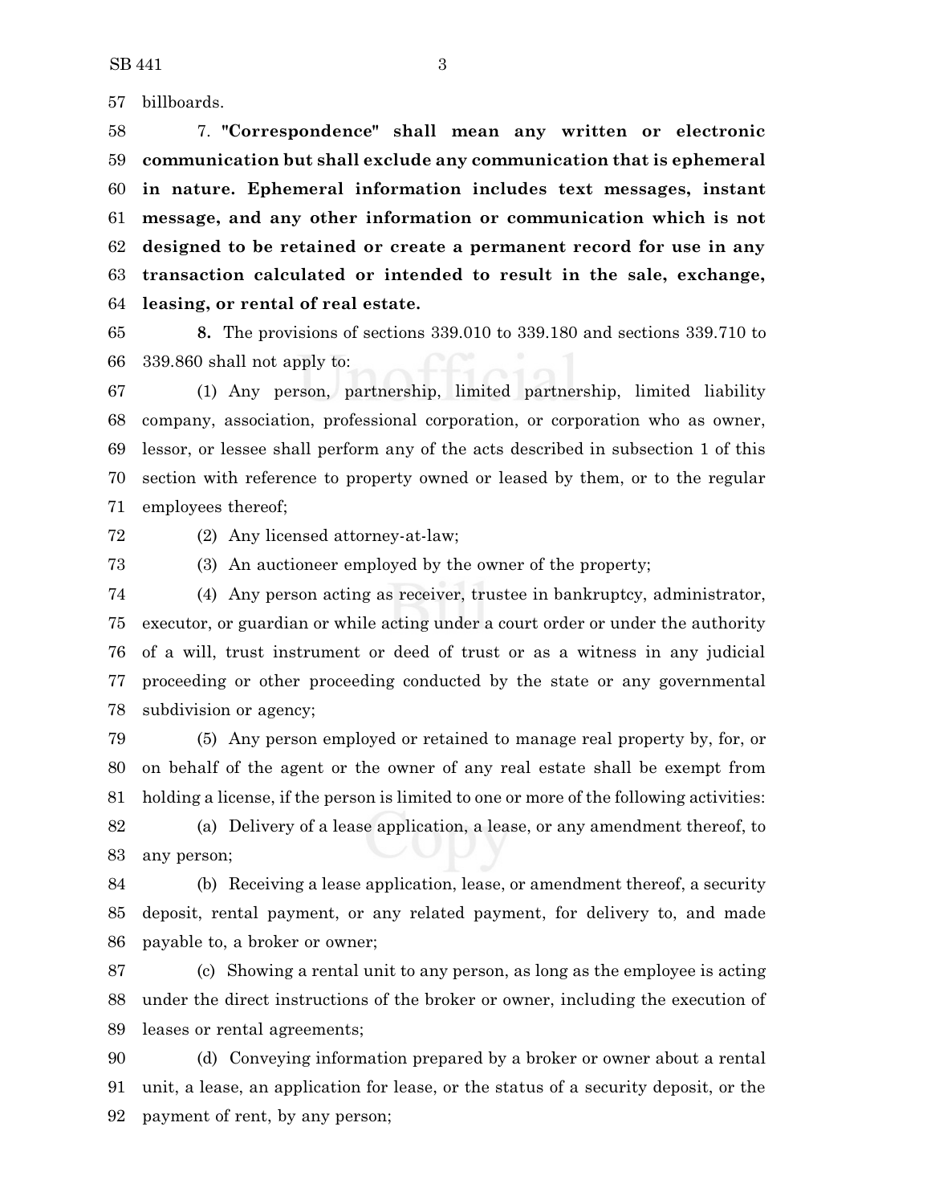billboards.

7. **"Correspondence" shall mean any written or electronic communication but shall exclude any communication that is ephemeral in nature. Ephemeral information includes text messages, instant message, and any other information or communication which is not designed to be retained or create a permanent record for use in any transaction calculated or intended to result in the sale, exchange, leasing, or rental of real estate.**

**8.** The provisions of sections 339.010 to 339.180 and sections 339.710 to 339.860 shall not apply to:

(1) Any person, partnership, limited partnership, limited liability company, association, professional corporation, or corporation who as owner, lessor, or lessee shall perform any of the acts described in subsection 1 of this section with reference to property owned or leased by them, or to the regular employees thereof;

(2) Any licensed attorney-at-law;

(3) An auctioneer employed by the owner of the property;

(4) Any person acting as receiver, trustee in bankruptcy, administrator, executor, or guardian or while acting under a court order or under the authority of a will, trust instrument or deed of trust or as a witness in any judicial proceeding or other proceeding conducted by the state or any governmental subdivision or agency;

(5) Any person employed or retained to manage real property by, for, or on behalf of the agent or the owner of any real estate shall be exempt from holding a license, if the person is limited to one or more of the following activities:

(a) Delivery of a lease application, a lease, or any amendment thereof, to any person;

(b) Receiving a lease application, lease, or amendment thereof, a security deposit, rental payment, or any related payment, for delivery to, and made payable to, a broker or owner;

(c) Showing a rental unit to any person, as long as the employee is acting under the direct instructions of the broker or owner, including the execution of leases or rental agreements;

(d) Conveying information prepared by a broker or owner about a rental unit, a lease, an application for lease, or the status of a security deposit, or the payment of rent, by any person;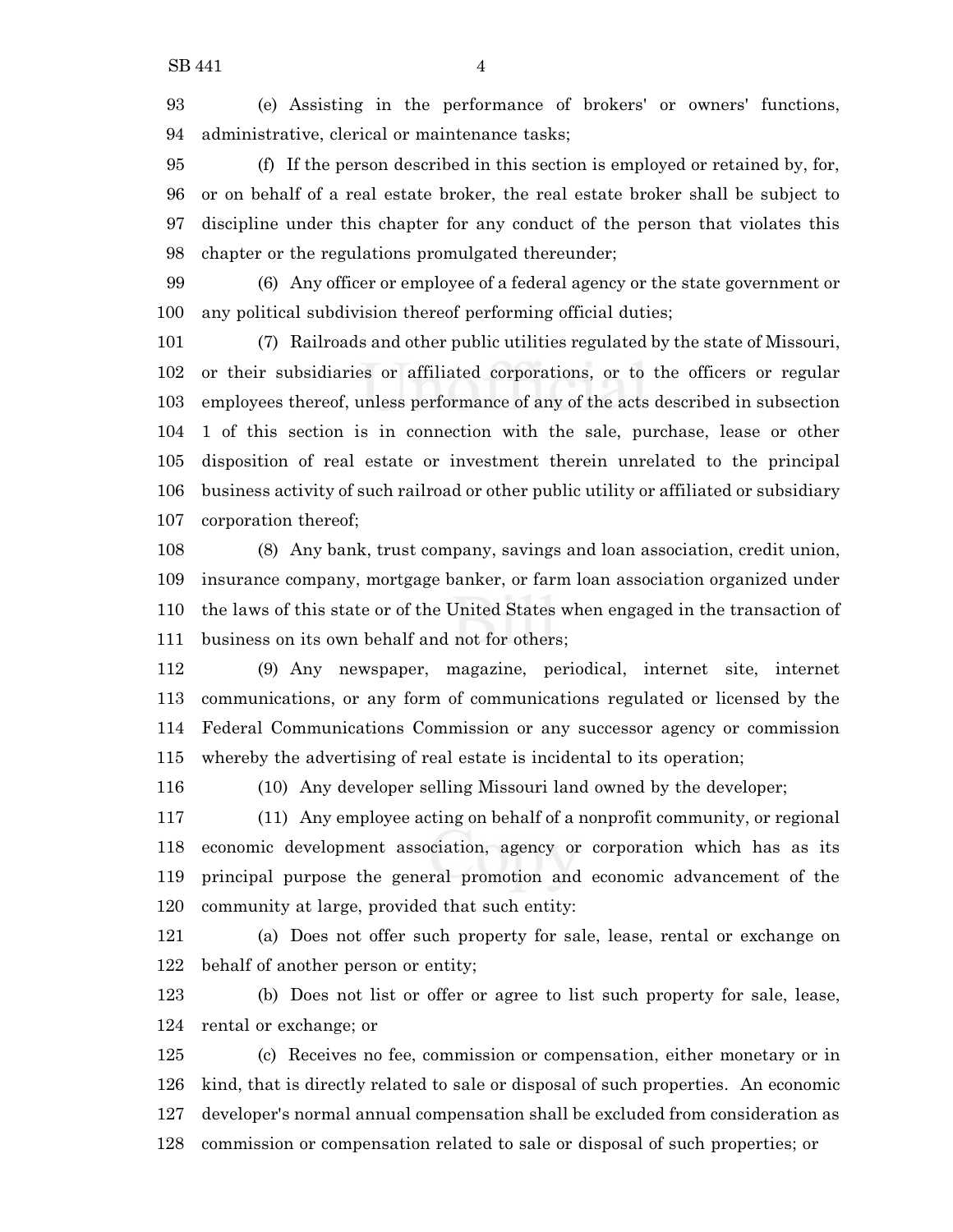(e) Assisting in the performance of brokers' or owners' functions, administrative, clerical or maintenance tasks;

(f) If the person described in this section is employed or retained by, for, or on behalf of a real estate broker, the real estate broker shall be subject to discipline under this chapter for any conduct of the person that violates this chapter or the regulations promulgated thereunder;

(6) Any officer or employee of a federal agency or the state government or any political subdivision thereof performing official duties;

(7) Railroads and other public utilities regulated by the state of Missouri, or their subsidiaries or affiliated corporations, or to the officers or regular employees thereof, unless performance of any of the acts described in subsection 1 of this section is in connection with the sale, purchase, lease or other disposition of real estate or investment therein unrelated to the principal business activity of such railroad or other public utility or affiliated or subsidiary corporation thereof;

(8) Any bank, trust company, savings and loan association, credit union, insurance company, mortgage banker, or farm loan association organized under the laws of this state or of the United States when engaged in the transaction of business on its own behalf and not for others;

(9) Any newspaper, magazine, periodical, internet site, internet communications, or any form of communications regulated or licensed by the Federal Communications Commission or any successor agency or commission whereby the advertising of real estate is incidental to its operation;

(10) Any developer selling Missouri land owned by the developer;

(11) Any employee acting on behalf of a nonprofit community, or regional economic development association, agency or corporation which has as its principal purpose the general promotion and economic advancement of the community at large, provided that such entity:

(a) Does not offer such property for sale, lease, rental or exchange on behalf of another person or entity;

(b) Does not list or offer or agree to list such property for sale, lease, rental or exchange; or

(c) Receives no fee, commission or compensation, either monetary or in kind, that is directly related to sale or disposal of such properties. An economic developer's normal annual compensation shall be excluded from consideration as commission or compensation related to sale or disposal of such properties; or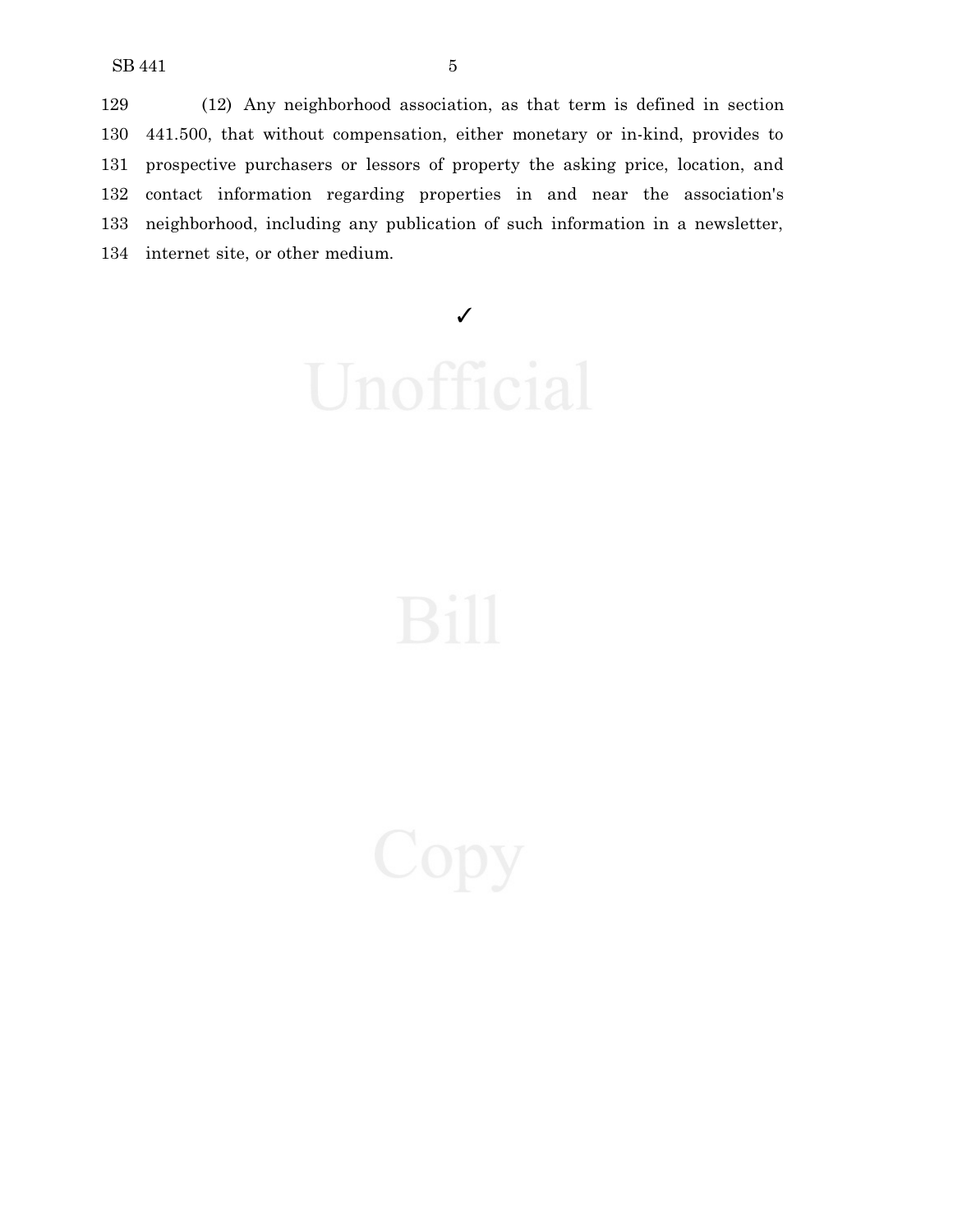(12) Any neighborhood association, as that term is defined in section 441.500, that without compensation, either monetary or in-kind, provides to prospective purchasers or lessors of property the asking price, location, and contact information regarding properties in and near the association's neighborhood, including any publication of such information in a newsletter, internet site, or other medium.

✓